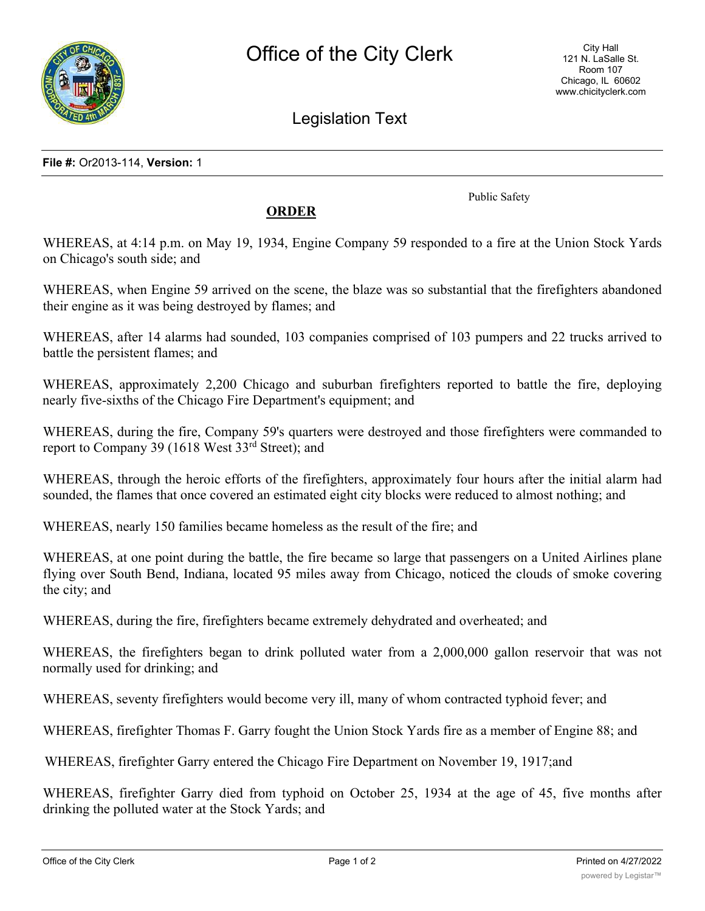# Office of the City Clerk

City Hall
121 N. LaSalle St.
Room 107
Chicago, IL 60602
www.chicityclerk.com

## Legislation Text

**File #:** Or2013-114, **Version:** 1

Public Safety

**ORDER**

WHEREAS, at 4:14 p.m. on May 19, 1934, Engine Company 59 responded to a fire at the Union Stock Yards on Chicago's south side; and

WHEREAS, when Engine 59 arrived on the scene, the blaze was so substantial that the firefighters abandoned their engine as it was being destroyed by flames; and

WHEREAS, after 14 alarms had sounded, 103 companies comprised of 103 pumpers and 22 trucks arrived to battle the persistent flames; and

WHEREAS, approximately 2,200 Chicago and suburban firefighters reported to battle the fire, deploying nearly five-sixths of the Chicago Fire Department's equipment; and

WHEREAS, during the fire, Company 59's quarters were destroyed and those firefighters were commanded to report to Company 39 (1618 West 33rd Street); and

WHEREAS, through the heroic efforts of the firefighters, approximately four hours after the initial alarm had sounded, the flames that once covered an estimated eight city blocks were reduced to almost nothing; and

WHEREAS, nearly 150 families became homeless as the result of the fire; and

WHEREAS, at one point during the battle, the fire became so large that passengers on a United Airlines plane flying over South Bend, Indiana, located 95 miles away from Chicago, noticed the clouds of smoke covering the city; and

WHEREAS, during the fire, firefighters became extremely dehydrated and overheated; and

WHEREAS, the firefighters began to drink polluted water from a 2,000,000 gallon reservoir that was not normally used for drinking; and

WHEREAS, seventy firefighters would become very ill, many of whom contracted typhoid fever; and

WHEREAS, firefighter Thomas F. Garry fought the Union Stock Yards fire as a member of Engine 88; and

WHEREAS, firefighter Garry entered the Chicago Fire Department on November 19, 1917;and

WHEREAS, firefighter Garry died from typhoid on October 25, 1934 at the age of 45, five months after drinking the polluted water at the Stock Yards; and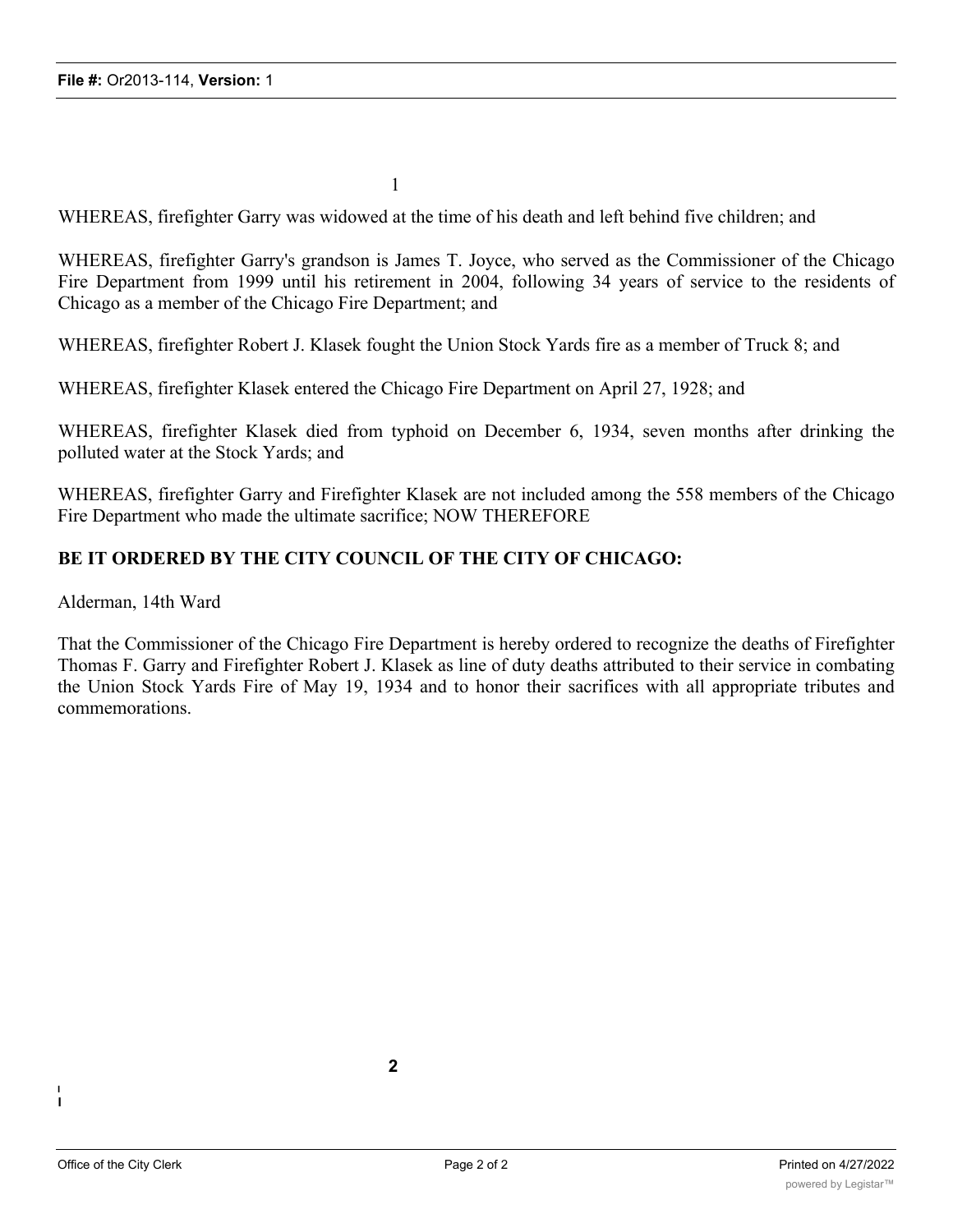WHEREAS, firefighter Garry was widowed at the time of his death and left behind five children; and

WHEREAS, firefighter Garry's grandson is James T. Joyce, who served as the Commissioner of the Chicago Fire Department from 1999 until his retirement in 2004, following 34 years of service to the residents of Chicago as a member of the Chicago Fire Department; and

WHEREAS, firefighter Robert J. Klasek fought the Union Stock Yards fire as a member of Truck 8; and

WHEREAS, firefighter Klasek entered the Chicago Fire Department on April 27, 1928; and

WHEREAS, firefighter Klasek died from typhoid on December 6, 1934, seven months after drinking the polluted water at the Stock Yards; and

WHEREAS, firefighter Garry and Firefighter Klasek are not included among the 558 members of the Chicago Fire Department who made the ultimate sacrifice; NOW THEREFORE

**BE IT ORDERED BY THE CITY COUNCIL OF THE CITY OF CHICAGO:**

Alderman, 14th Ward

That the Commissioner of the Chicago Fire Department is hereby ordered to recognize the deaths of Firefighter Thomas F. Garry and Firefighter Robert J. Klasek as line of duty deaths attributed to their service in combating the Union Stock Yards Fire of May 19, 1934 and to honor their sacrifices with all appropriate tributes and commemorations.